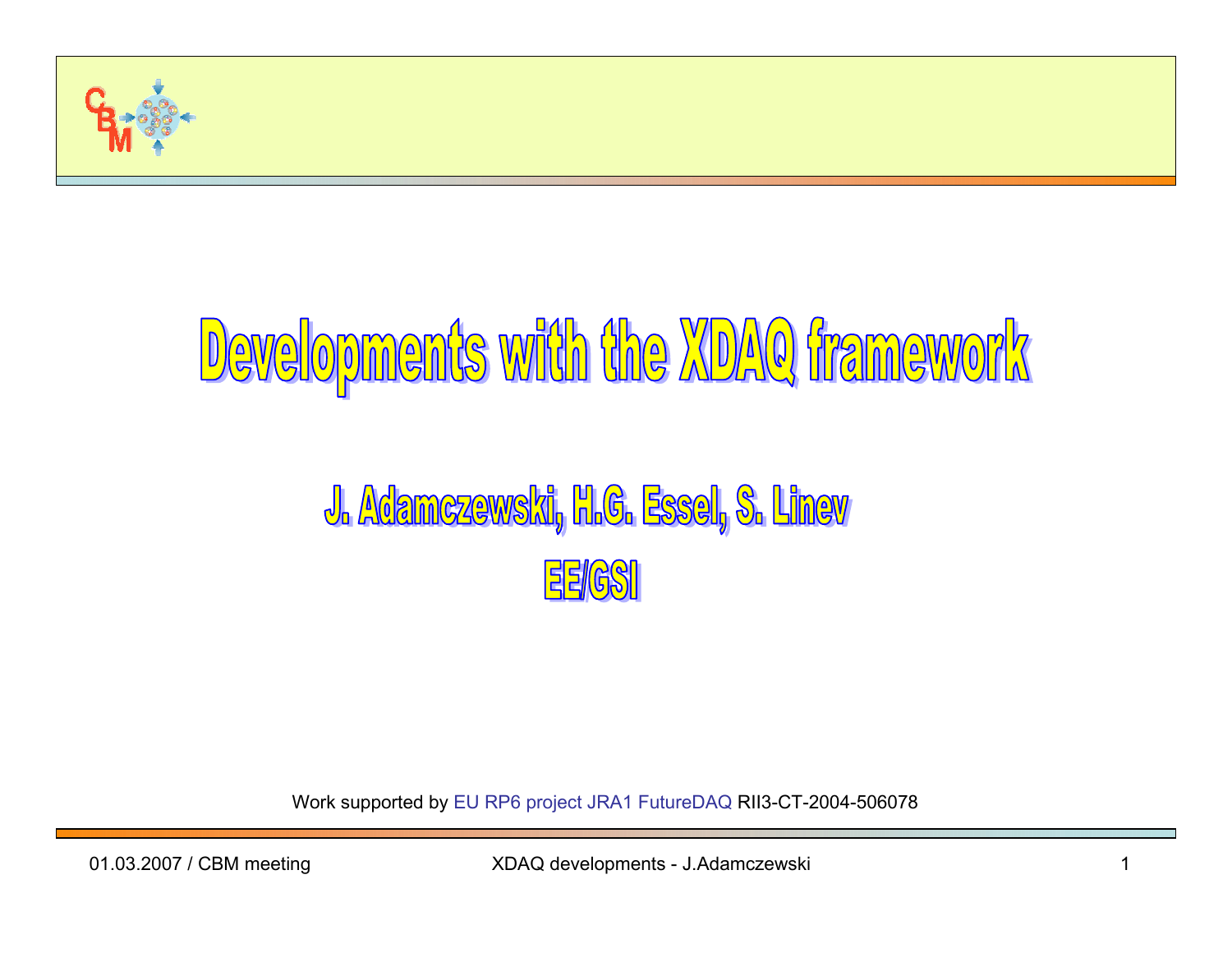# Developments with the XDAQ framework

## J. Adamczewski, H.G. Essel, S. Linev

## EE/GSI

Work supported by EU RP6 project JRA1 FutureDAQ RII3-CT-2004-506078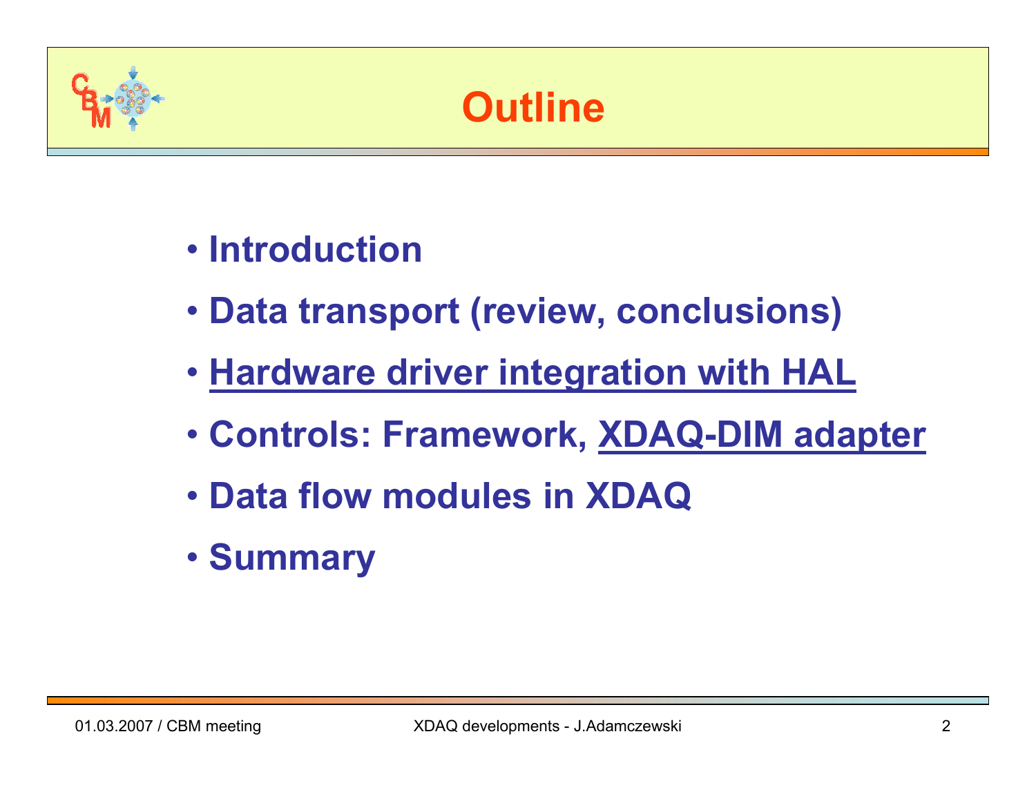# Outline

- Introduction
- Data transport (review, conclusions)
- <u>Hardware driver integration with HAL</u>
- Controls: Framework, <u>XDAQ-DIM adapter</u>
- Data flow modules in XDAQ
- Summary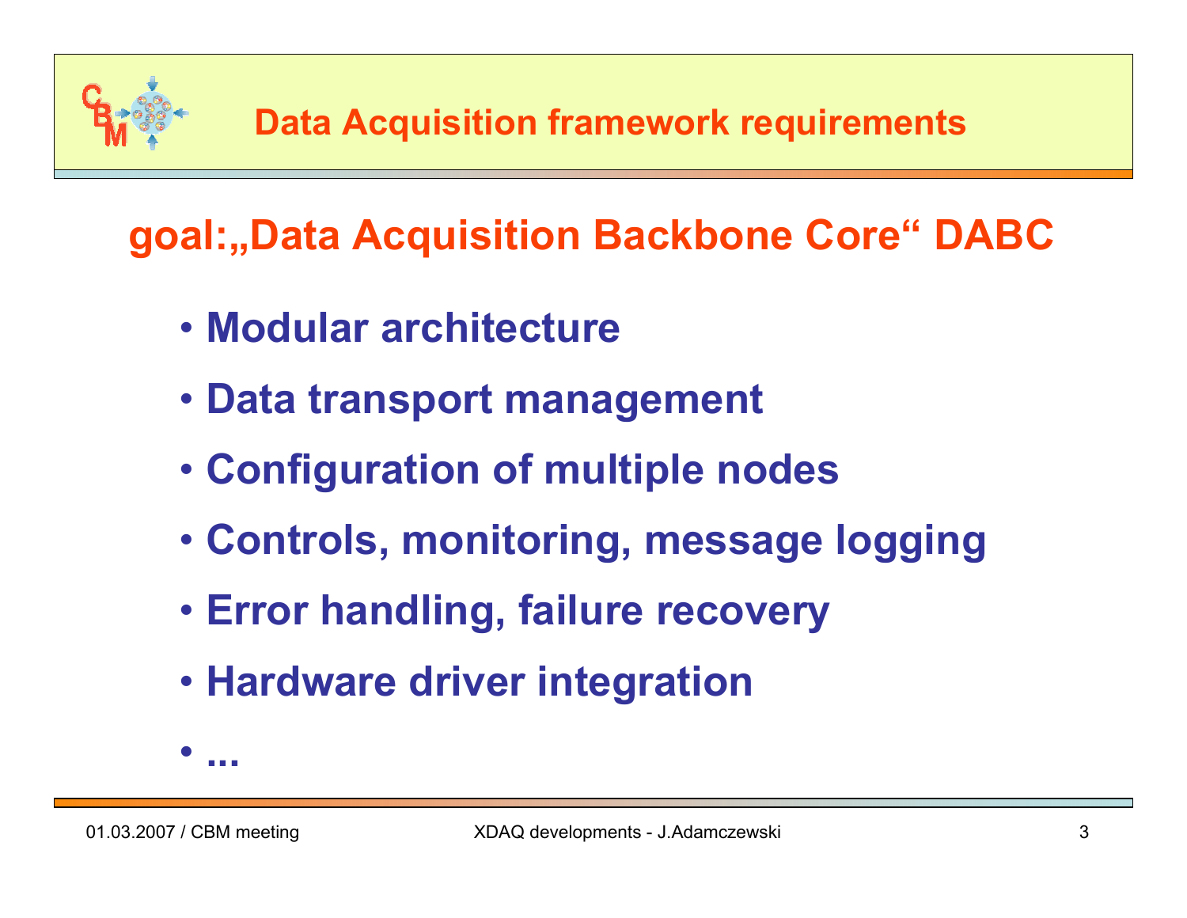# Data Acquisition framework requirements

## goal:„Data Acquisition Backbone Core“ DABC

- **Modular architecture**
- **Data transport management**
- **Configuration of multiple nodes**
- **Controls, monitoring, message logging**
- **Error handling, failure recovery**
- **Hardware driver integration**
- **...**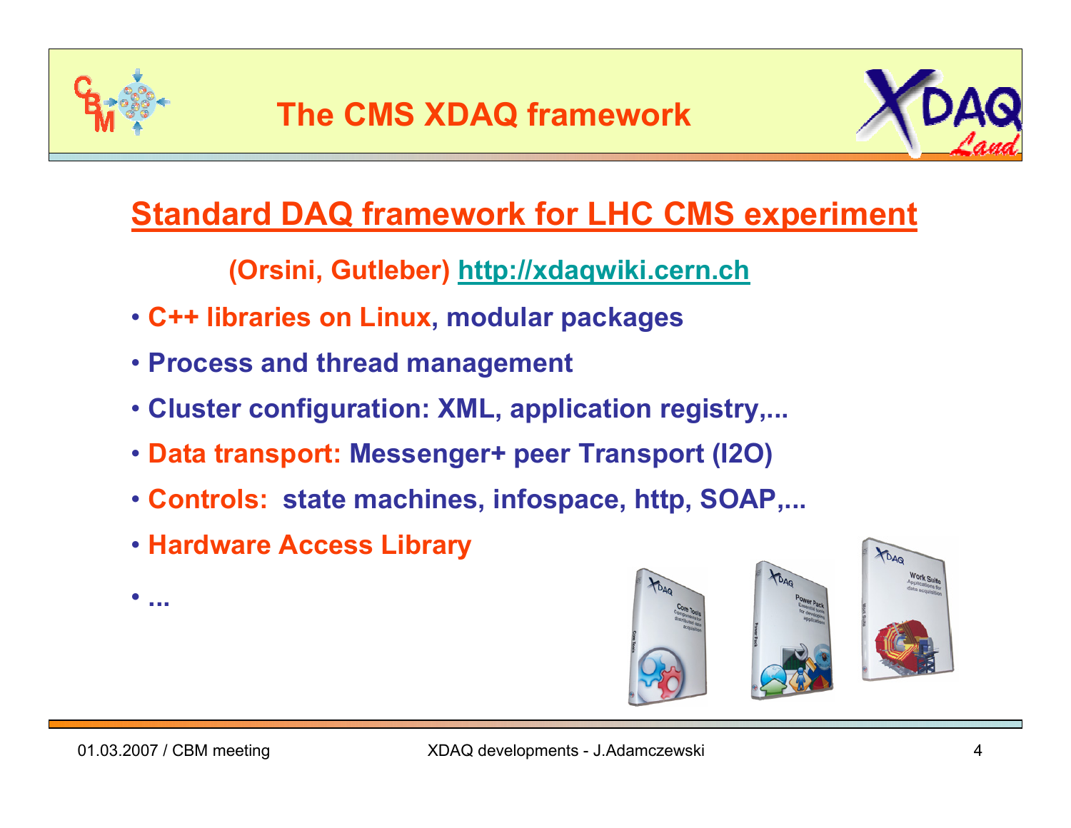# The CMS XDAQ framework

## Standard DAQ framework for LHC CMS experiment

**(Orsini, Gutleber) http://xdaqwiki.cern.ch**

- **C++ libraries on Linux, modular packages**
- **Process and thread management**
- **Cluster configuration: XML, application registry,...**
- **Data transport: Messenger+ peer Transport (I2O)**
- **Controls: state machines, infospace, http, SOAP,...**
- **Hardware Access Library**
- **...**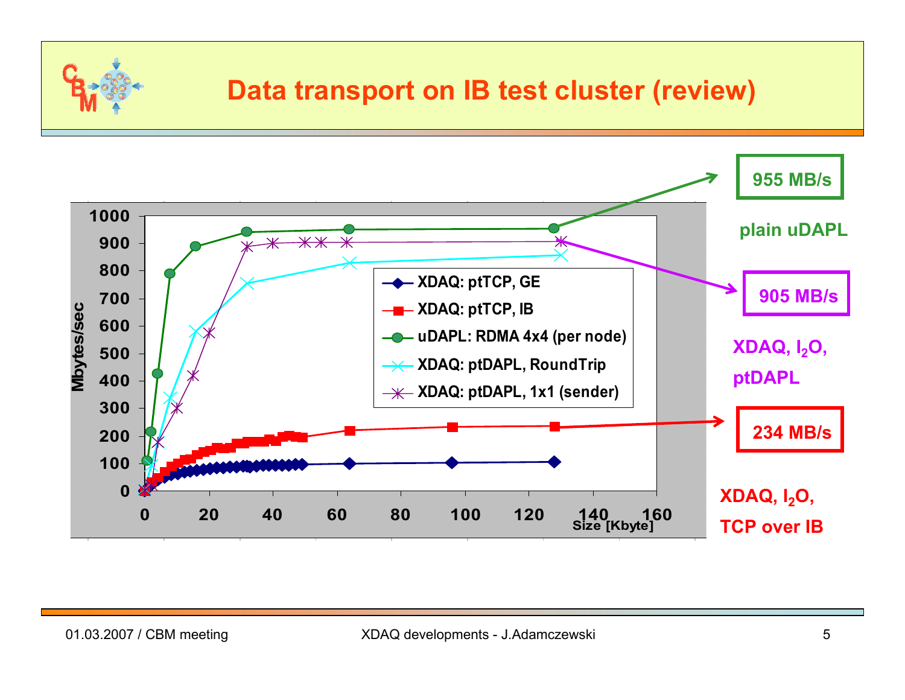# Data transport on IB test cluster (review)

Mbytes/sec vs. Size [Kbyte]

- XDAQ: ptTCP, GE
- XDAQ: ptTCP, IB
- uDAPL: RDMA 4x4 (per node)
- XDAQ: ptDAPL, RoundTrip
- XDAQ: ptDAPL, 1x1 (sender)

**955 MB/s**

**plain uDAPL**

**905 MB/s**

**XDAQ, $I_2O$, ptDAPL**

**234 MB/s**

**XDAQ, $I_2O$, TCP over IB**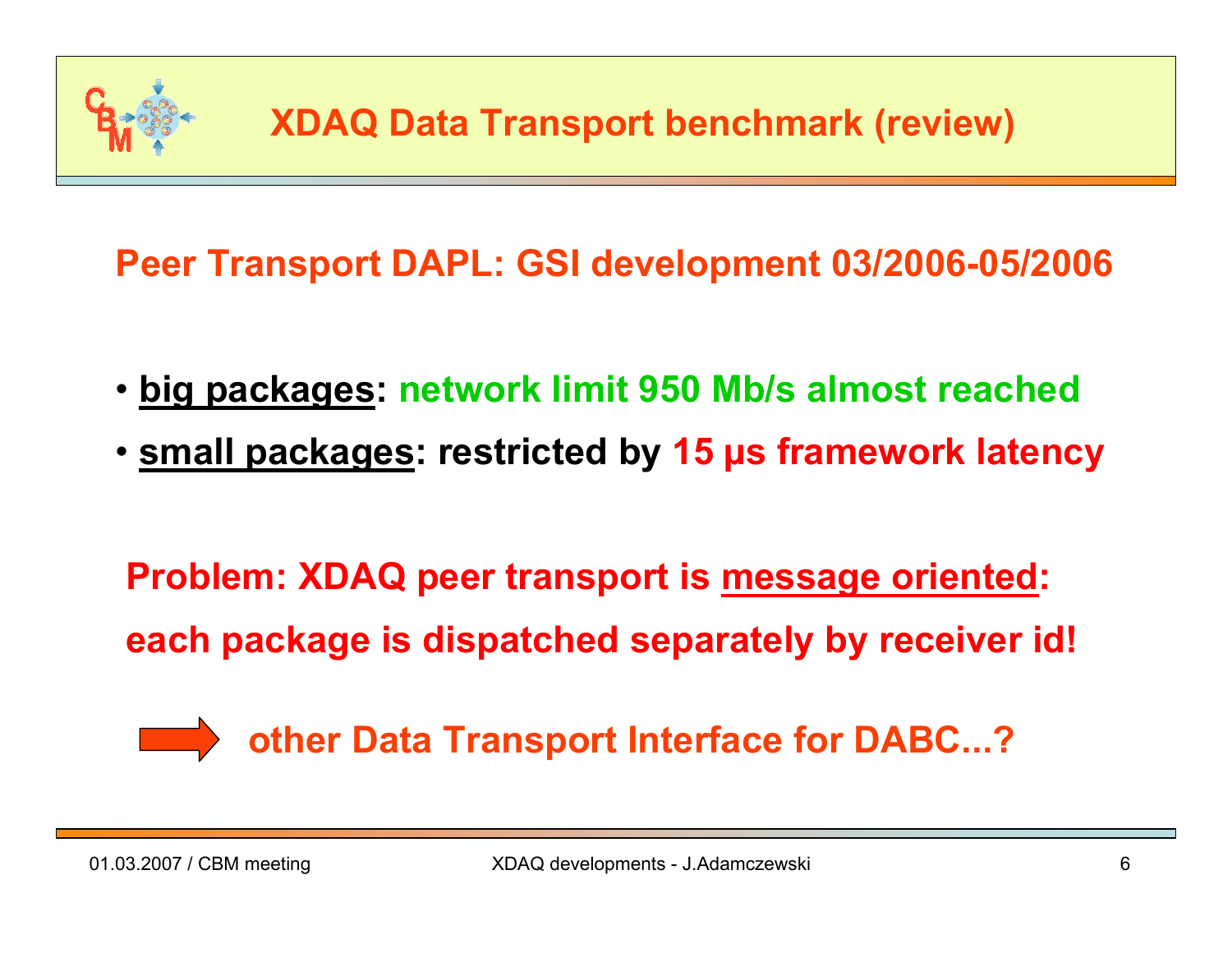# XDAQ Data Transport benchmark (review)

**Peer Transport DAPL: GSI development 03/2006-05/2006**

- **big packages: network limit 950 Mb/s almost reached**
- **small packages: restricted by 15 µs framework latency**

**Problem: XDAQ peer transport is message oriented:**
**each package is dispatched separately by receiver id!**

→ **other Data Transport Interface for DABC...?**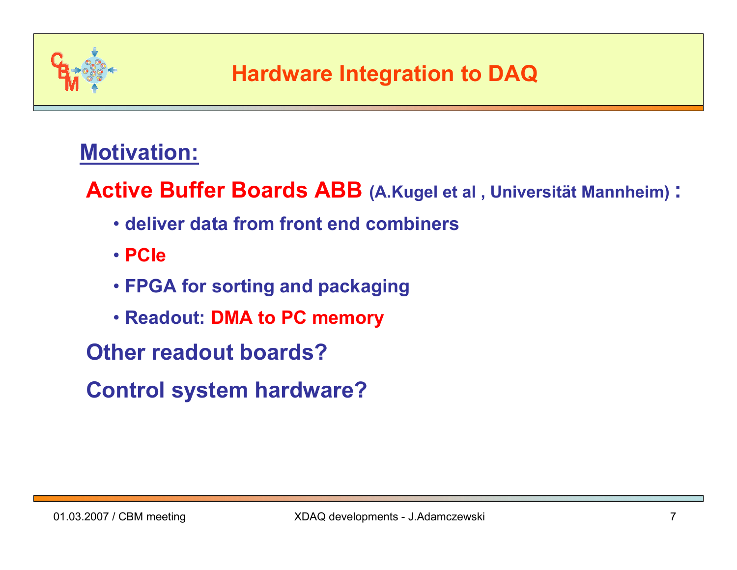# Hardware Integration to DAQ

## Motivation:

**Active Buffer Boards ABB** (A.Kugel et al , Universität Mannheim) **:**

- deliver data from front end combiners
- PCIe
- FPGA for sorting and packaging
- Readout: DMA to PC memory

**Other readout boards?**

**Control system hardware?**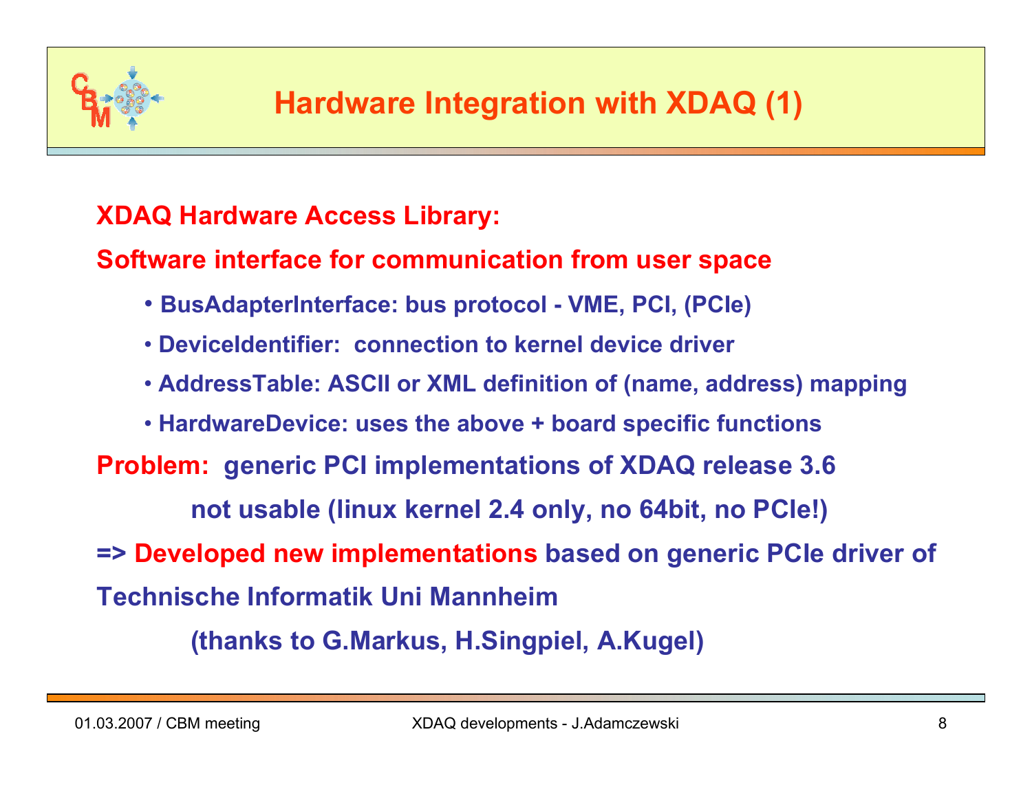# Hardware Integration with XDAQ (1)

**XDAQ Hardware Access Library:**

**Software interface for communication from user space**

- **BusAdapterInterface: bus protocol - VME, PCI, (PCIe)**
- **DeviceIdentifier: connection to kernel device driver**
- **AddressTable: ASCII or XML definition of (name, address) mapping**
- **HardwareDevice: uses the above + board specific functions**

**Problem: generic PCI implementations of XDAQ release 3.6**

**not usable (linux kernel 2.4 only, no 64bit, no PCIe!)**

**=> Developed new implementations based on generic PCIe driver of Technische Informatik Uni Mannheim**

**(thanks to G.Markus, H.Singpiel, A.Kugel)**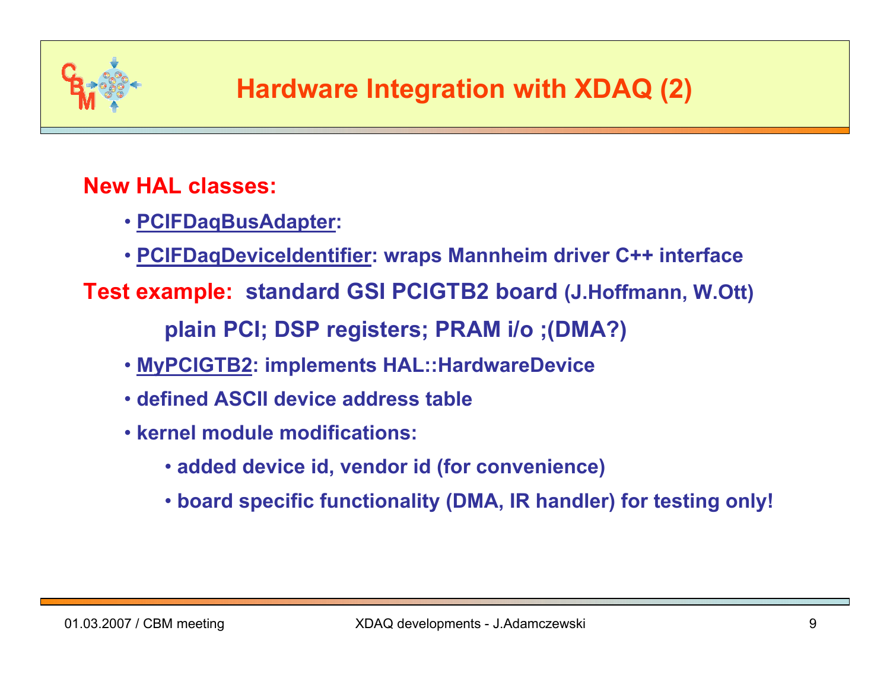# Hardware Integration with XDAQ (2)

**New HAL classes:**

- **PCIFDaqBusAdapter:**
- **PCIFDaqDeviceIdentifier: wraps Mannheim driver C++ interface**

**Test example: standard GSI PCIGTB2 board (J.Hoffmann, W.Ott)**

**plain PCI; DSP registers; PRAM i/o ;(DMA?)**

- **MyPCIGTB2: implements HAL::HardwareDevice**
- **defined ASCII device address table**
- **kernel module modifications:**
  - **added device id, vendor id (for convenience)**
  - **board specific functionality (DMA, IR handler) for testing only!**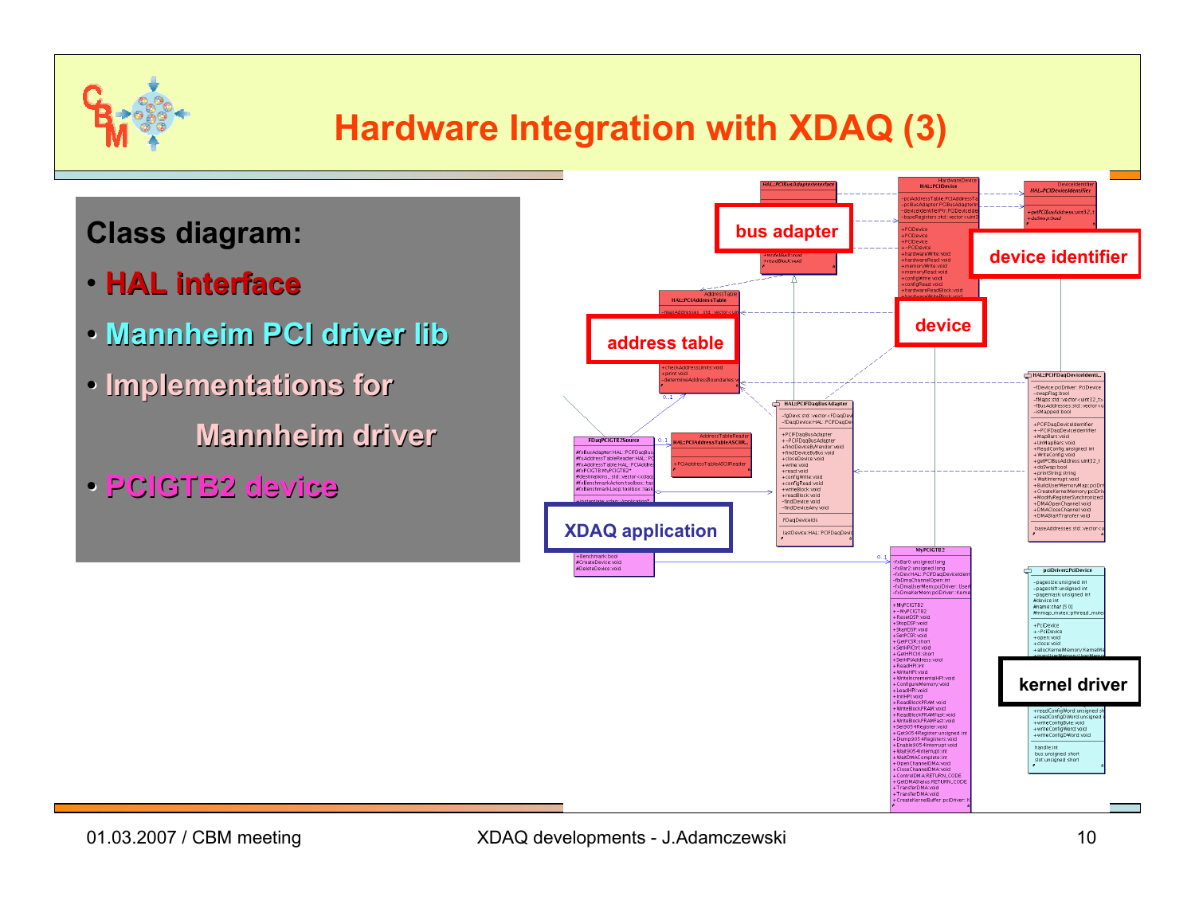# Hardware Integration with XDAQ (3)

**Class diagram:**

- **HAL interface**
- **Mannheim PCI driver lib**
- **Implementations for Mannheim driver**
- **PCIGTB2 device**

bus adapter

device identifier

address table

device

XDAQ application

kernel driver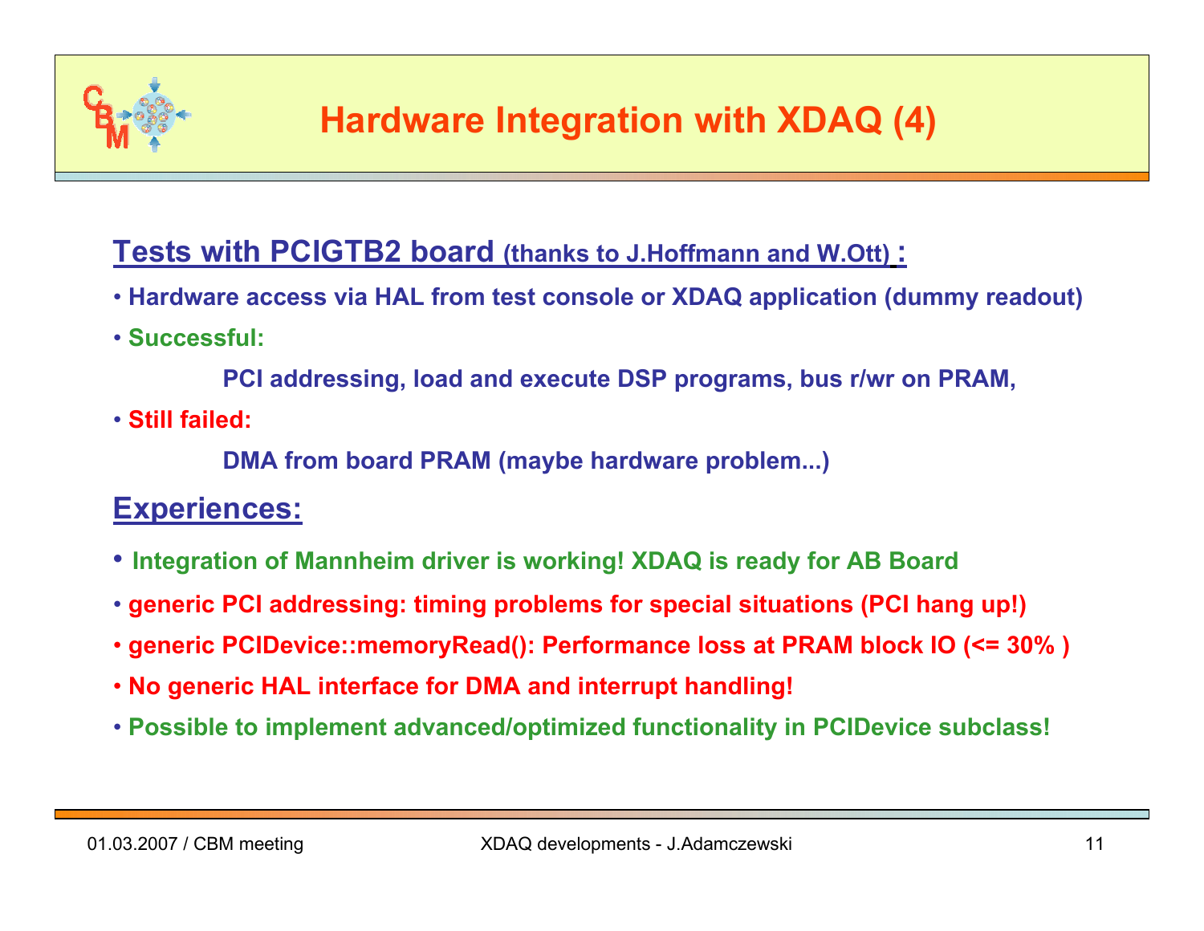# Hardware Integration with XDAQ (4)

## Tests with PCIGTB2 board (thanks to J.Hoffmann and W.Ott) :

- Hardware access via HAL from test console or XDAQ application (dummy readout)
- Successful:

  PCI addressing, load and execute DSP programs, bus r/wr on PRAM,

- Still failed:

  DMA from board PRAM (maybe hardware problem...)

## Experiences:

- Integration of Mannheim driver is working! XDAQ is ready for AB Board
- generic PCI addressing: timing problems for special situations (PCI hang up!)
- generic PCIDevice::memoryRead(): Performance loss at PRAM block IO (<= 30% )
- No generic HAL interface for DMA and interrupt handling!
- Possible to implement advanced/optimized functionality in PCIDevice subclass!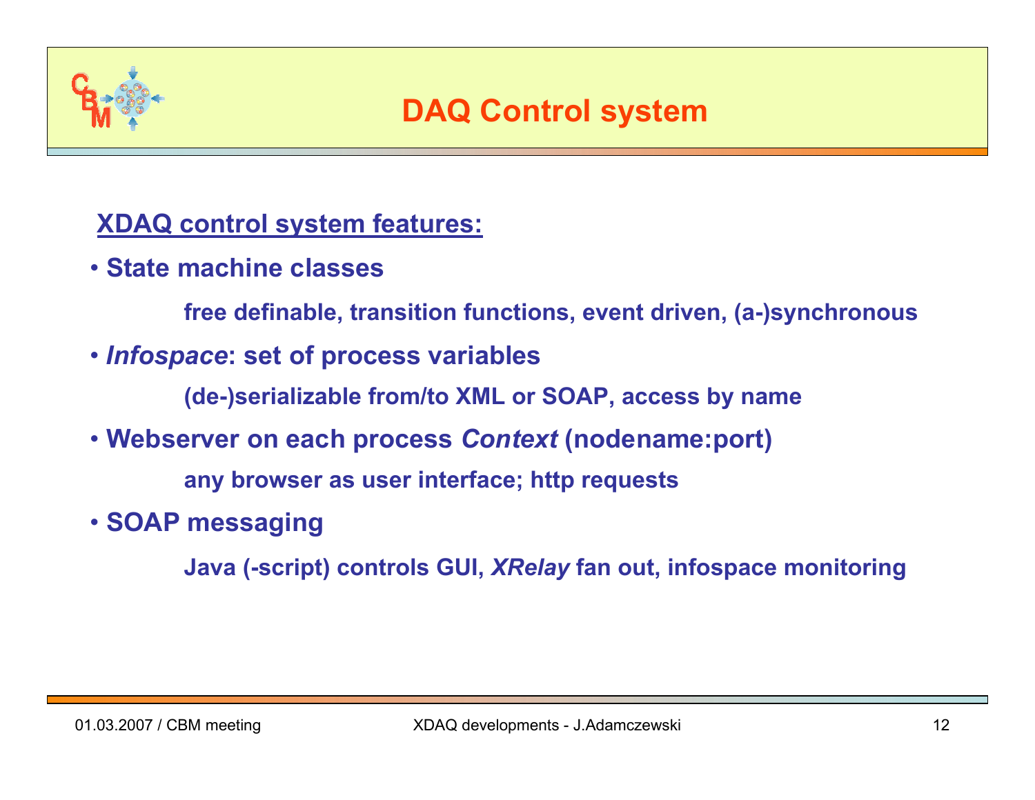# DAQ Control system

**XDAQ control system features:**

- **State machine classes**

  **free definable, transition functions, event driven, (a-)synchronous**

- ***Infospace*: set of process variables**

  **(de-)serializable from/to XML or SOAP, access by name**

- **Webserver on each process *Context* (nodename:port)**

  **any browser as user interface; http requests**

- **SOAP messaging**

  **Java (-script) controls GUI, *XRelay* fan out, infospace monitoring**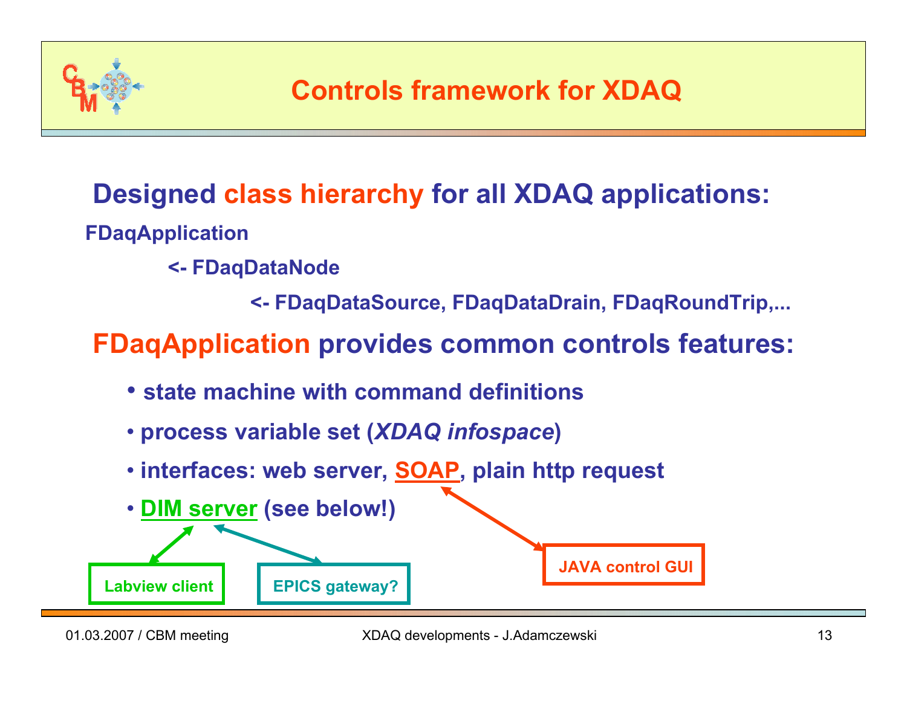# Controls framework for XDAQ

## Designed class hierarchy for all XDAQ applications:

**FDaqApplication**

**<- FDaqDataNode**

**<- FDaqDataSource, FDaqDataDrain, FDaqRoundTrip,...**

## FDaqApplication provides common controls features:

- **state machine with command definitions**
- **process variable set (*XDAQ infospace*)**
- **interfaces: web server, SOAP, plain http request**
- **DIM server (see below!)**

Labview client

EPICS gateway?

JAVA control GUI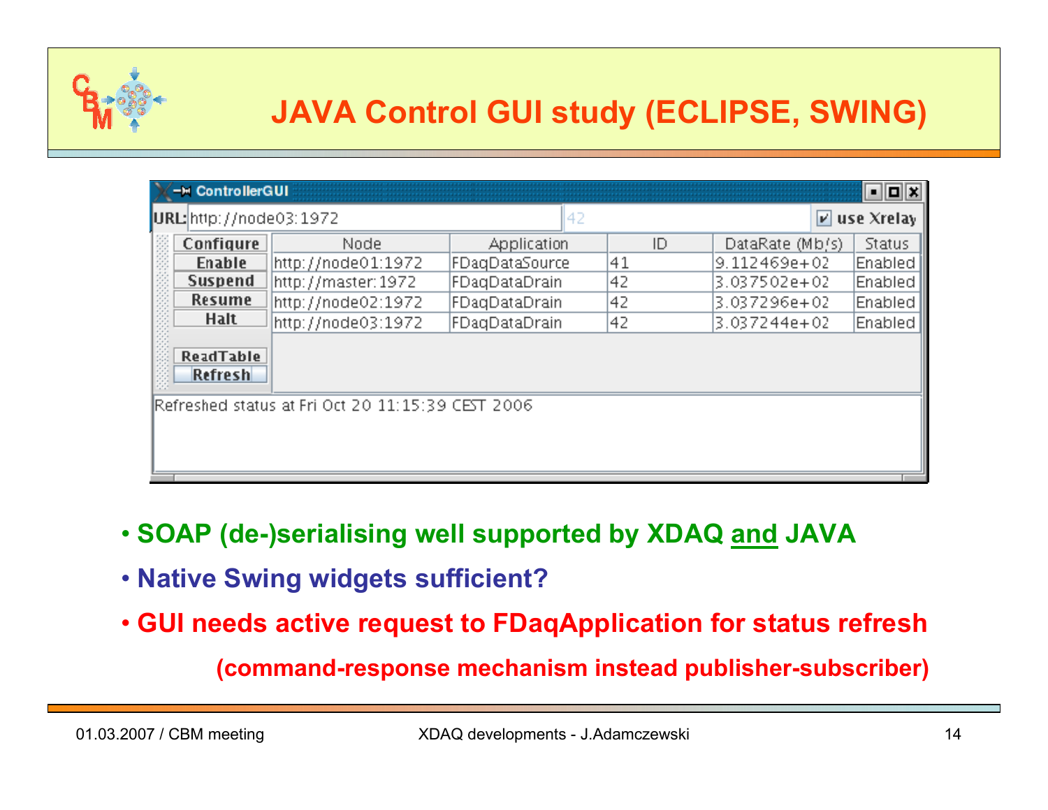# JAVA Control GUI study (ECLIPSE, SWING)

ControllerGUI

URL: http://node03:1972 | 42 | use Xrelay

Configure | Enable | Suspend | Resume | Halt | ReadTable | Refresh

| Node | Application | ID | DataRate (Mb/s) | Status |
|---|---|---|---|---|
| http://node01:1972 | FDaqDataSource | 41 | 9.112469e+02 | Enabled |
| http://master:1972 | FDaqDataDrain | 42 | 3.037502e+02 | Enabled |
| http://node02:1972 | FDaqDataDrain | 42 | 3.037296e+02 | Enabled |
| http://node03:1972 | FDaqDataDrain | 42 | 3.037244e+02 | Enabled |

Refreshed status at Fri Oct 20 11:15:39 CEST 2006

- **SOAP (de-)serialising well supported by XDAQ and JAVA**
- **Native Swing widgets sufficient?**
- **GUI needs active request to FDaqApplication for status refresh**

  **(command-response mechanism instead publisher-subscriber)**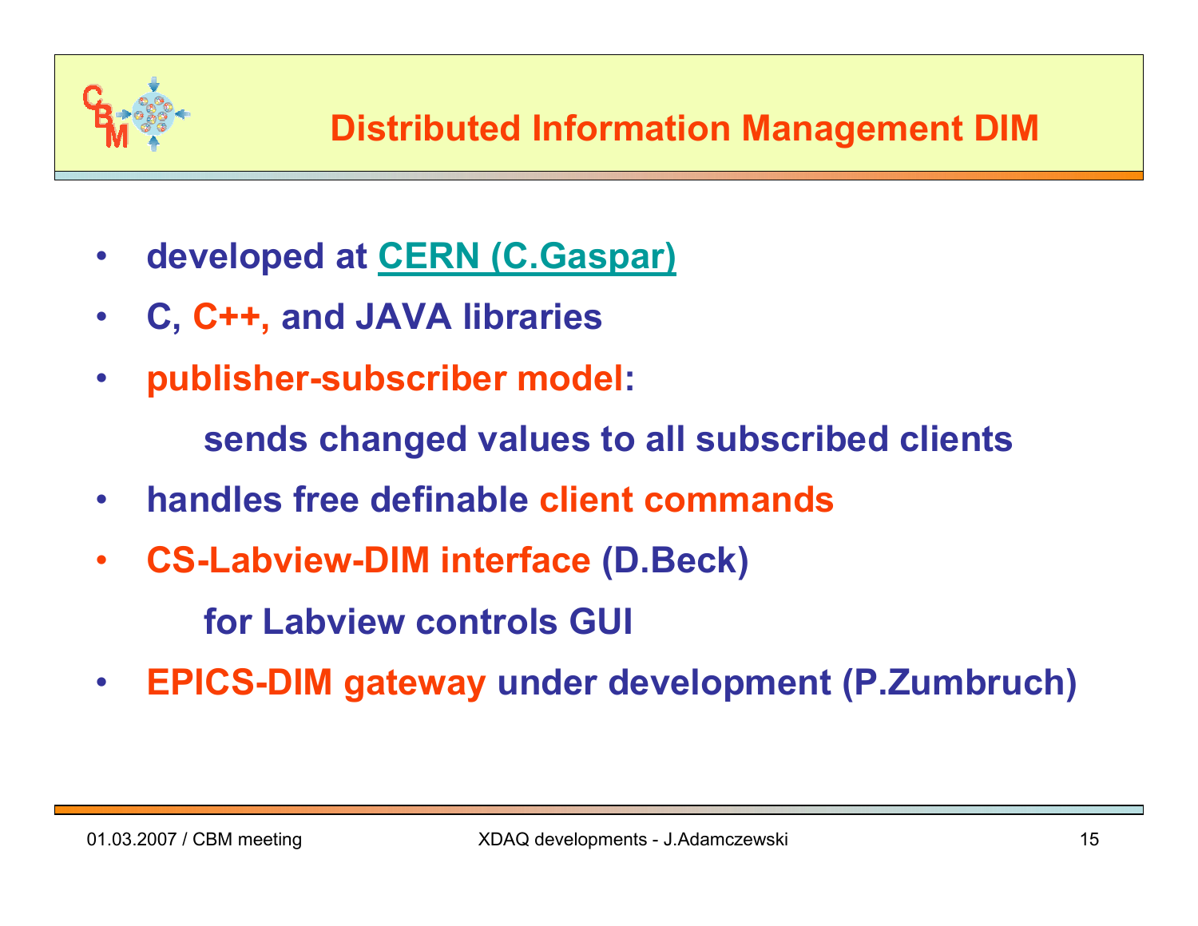# Distributed Information Management DIM

- **developed at CERN (C.Gaspar)**
- **C, C++, and JAVA libraries**
- **publisher-subscriber model:**

  **sends changed values to all subscribed clients**
- **handles free definable client commands**
- **CS-Labview-DIM interface (D.Beck)**

  **for Labview controls GUI**
- **EPICS-DIM gateway under development (P.Zumbruch)**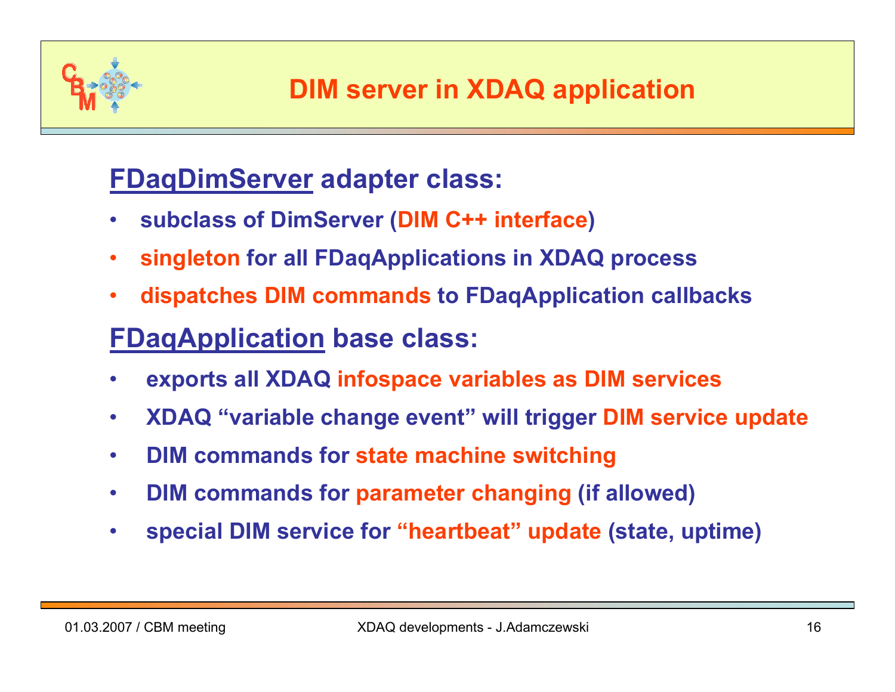# DIM server in XDAQ application

## FDaqDimServer adapter class:

- subclass of DimServer (DIM C++ interface)
- singleton for all FDaqApplications in XDAQ process
- dispatches DIM commands to FDaqApplication callbacks

## FDaqApplication base class:

- exports all XDAQ infospace variables as DIM services
- XDAQ "variable change event" will trigger DIM service update
- DIM commands for state machine switching
- DIM commands for parameter changing (if allowed)
- special DIM service for "heartbeat" update (state, uptime)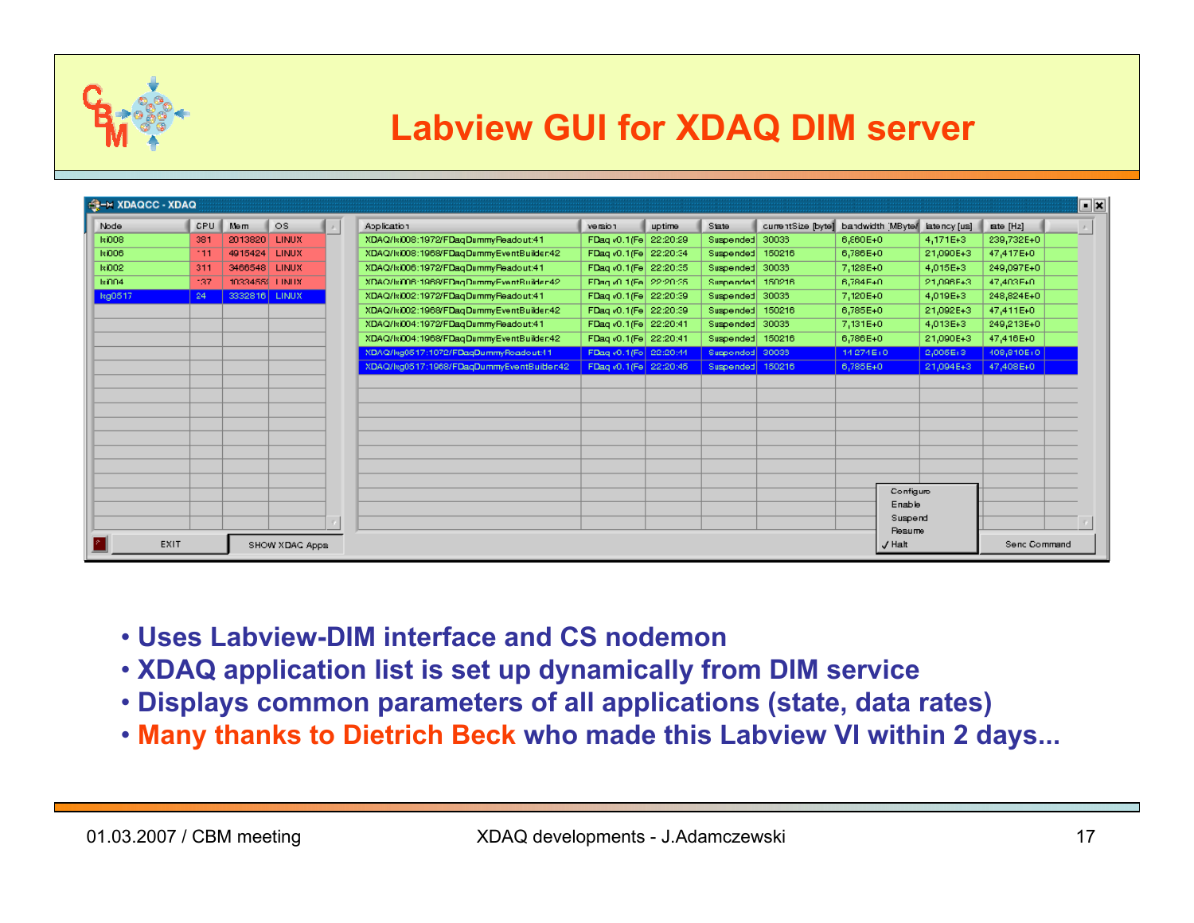# Labview GUI for XDAQ DIM server

XDAQCC - XDAQ

| Node | CPU | Mem | OS |
|---|---|---|---|
| lxi008 | 381 | 2013820 | LINUX |
| lxi006 | 111 | 4915424 | LINUX |
| lxi002 | 311 | 3466548 | LINUX |
| lxi004 | 137 | 1033455 | LINUX |
| lxg0517 | 24 | 3332816 | LINUX |

| Application | version | uptime | State | currentSize [byte] | bandwidth [MByte/ | latency [us] | rate [Hz] |
|---|---|---|---|---|---|---|---|
| XDAQ/lxi008:1972/FDaqDummyReadout:41 | FDaq v0.1(Fe | 22:20:29 | Suspended | 30033 | 6,860E+0 | 4,171E+3 | 239,732E+0 |
| XDAQ/lxi008:1968/FDaqDummyEventBuilder:42 | FDaq v0.1(Fe | 22:20:34 | Suspended | 150216 | 6,786E+0 | 21,090E+3 | 47,417E+0 |
| XDAQ/lxi006:1972/FDaqDummyReadout:41 | FDaq v0.1(Fe | 22:20:35 | Suspended | 30033 | 7,128E+0 | 4,015E+3 | 249,097E+0 |
| XDAQ/lxi006:1968/FDaqDummyEventBuilder:42 | FDaq v0.1(Fe | 22:20:35 | Suspended | 150216 | 6,784E+0 | 21,096E+3 | 47,403E+0 |
| XDAQ/lxi002:1972/FDaqDummyReadout:41 | FDaq v0.1(Fe | 22:20:39 | Suspended | 30033 | 7,120E+0 | 4,019E+3 | 248,824E+0 |
| XDAQ/lxi002:1968/FDaqDummyEventBuilder:42 | FDaq v0.1(Fe | 22:20:39 | Suspended | 150216 | 6,785E+0 | 21,092E+3 | 47,411E+0 |
| XDAQ/lxi004:1972/FDaqDummyReadout:41 | FDaq v0.1(Fe | 22:20:41 | Suspended | 30033 | 7,131E+0 | 4,013E+3 | 249,213E+0 |
| XDAQ/lxi004:1968/FDaqDummyEventBuilder:42 | FDaq v0.1(Fe | 22:20:41 | Suspended | 150216 | 6,786E+0 | 21,090E+3 | 47,416E+0 |
| XDAQ/lxg0517:1972/FDaqDummyReadout:41 | FDaq v0.1(Fe | 22:20:44 | Suspended | 30033 | 14,271E+0 | 2,006E+3 | 498,810E+0 |
| XDAQ/lxg0517:1968/FDaqDummyEventBuilder:42 | FDaq v0.1(Fe | 22:20:45 | Suspended | 150216 | 6,785E+0 | 21,094E+3 | 47,408E+0 |

EXIT | SHOW XDAQ Apps | Configure / Enable / Suspend / Resume / ✓ Halt | Send Command

- **Uses Labview-DIM interface and CS nodemon**
- **XDAQ application list is set up dynamically from DIM service**
- **Displays common parameters of all applications (state, data rates)**
- **Many thanks to Dietrich Beck who made this Labview VI within 2 days...**

01.03.2007 / CBM meeting — XDAQ developments - J.Adamczewski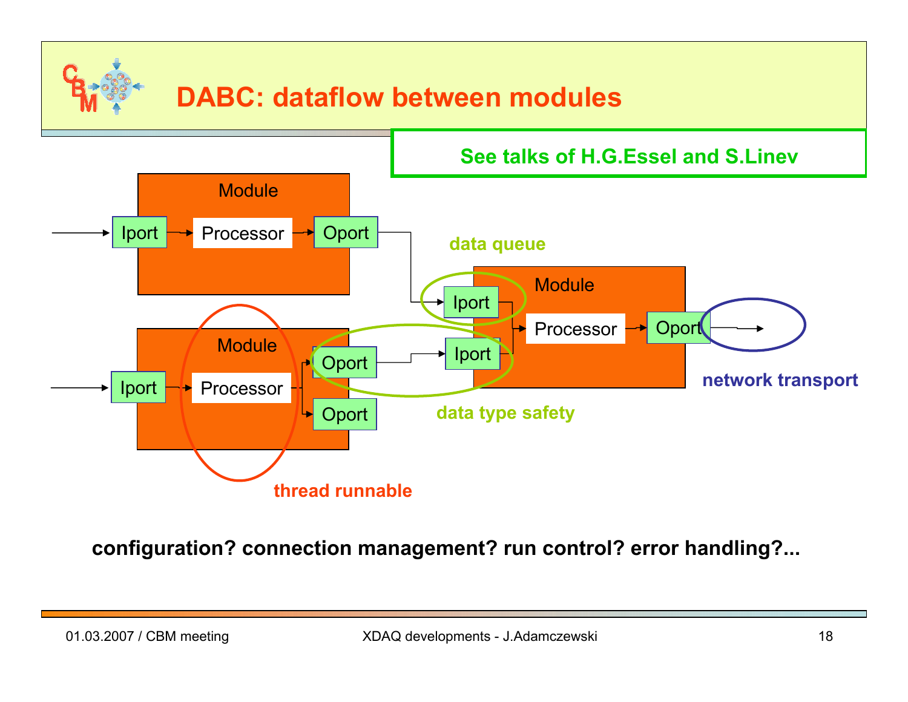# DABC: dataflow between modules

**See talks of H.G.Essel and S.Linev**

Module: Iport → Processor → Oport

Module: Iport → Processor → Oport, Oport

Module: Iport, Iport → Processor → Oport

data queue

data type safety

thread runnable

network transport

**configuration? connection management? run control? error handling?...**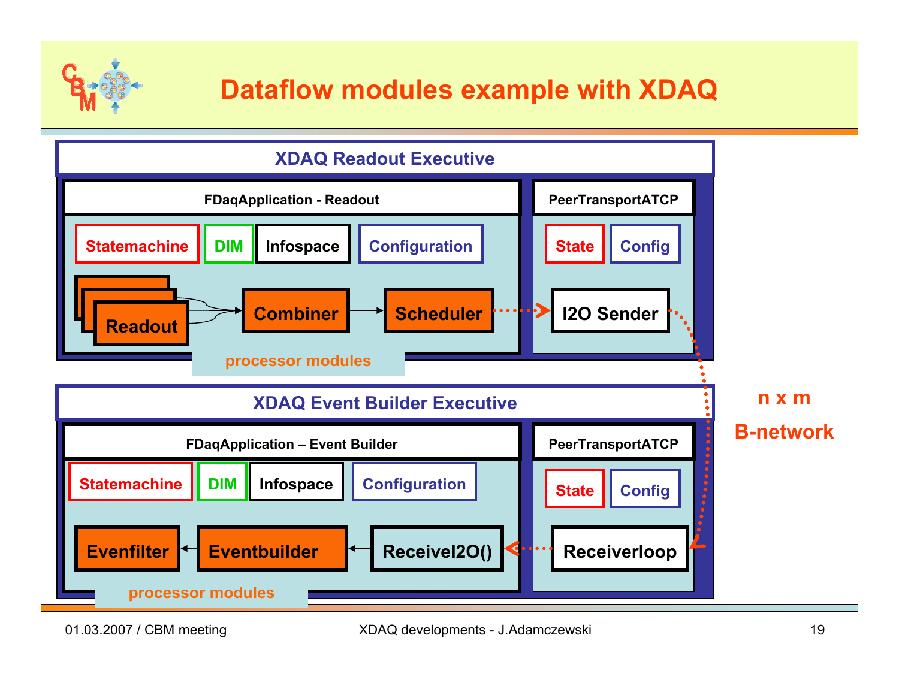# Dataflow modules example with XDAQ

## XDAQ Readout Executive

**FDaqApplication - Readout**

- Statemachine
- DIM
- Infospace
- Configuration

Readout → Combiner → Scheduler

processor modules

**PeerTransportATCP**

- State
- Config

I2O Sender

## XDAQ Event Builder Executive

**FDaqApplication – Event Builder**

- Statemachine
- DIM
- Infospace
- Configuration

Evenfilter ← Eventbuilder ← ReceiveI2O()

processor modules

**PeerTransportATCP**

- State
- Config

Receiverloop

n x m

B-network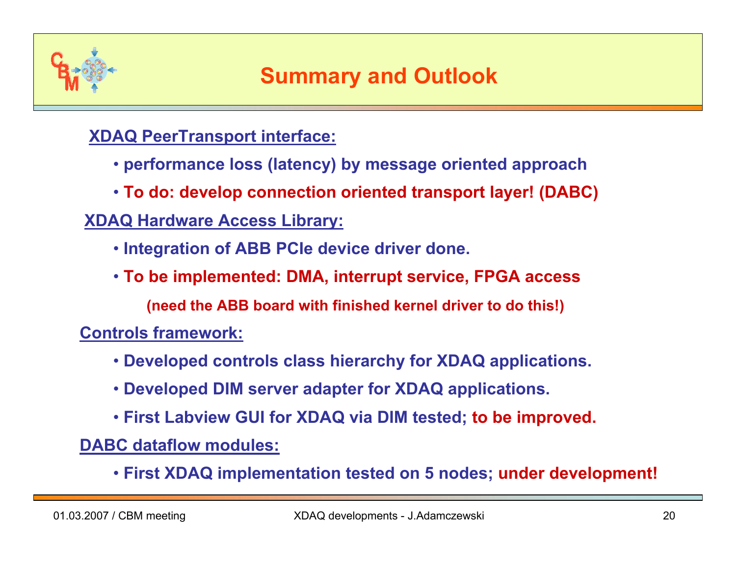# Summary and Outlook

**XDAQ PeerTransport interface:**

- **performance loss (latency) by message oriented approach**
- **To do: develop connection oriented transport layer! (DABC)**

**XDAQ Hardware Access Library:**

- **Integration of ABB PCIe device driver done.**
- **To be implemented: DMA, interrupt service, FPGA access**

  **(need the ABB board with finished kernel driver to do this!)**

**Controls framework:**

- **Developed controls class hierarchy for XDAQ applications.**
- **Developed DIM server adapter for XDAQ applications.**
- **First Labview GUI for XDAQ via DIM tested; to be improved.**

**DABC dataflow modules:**

- **First XDAQ implementation tested on 5 nodes; under development!**